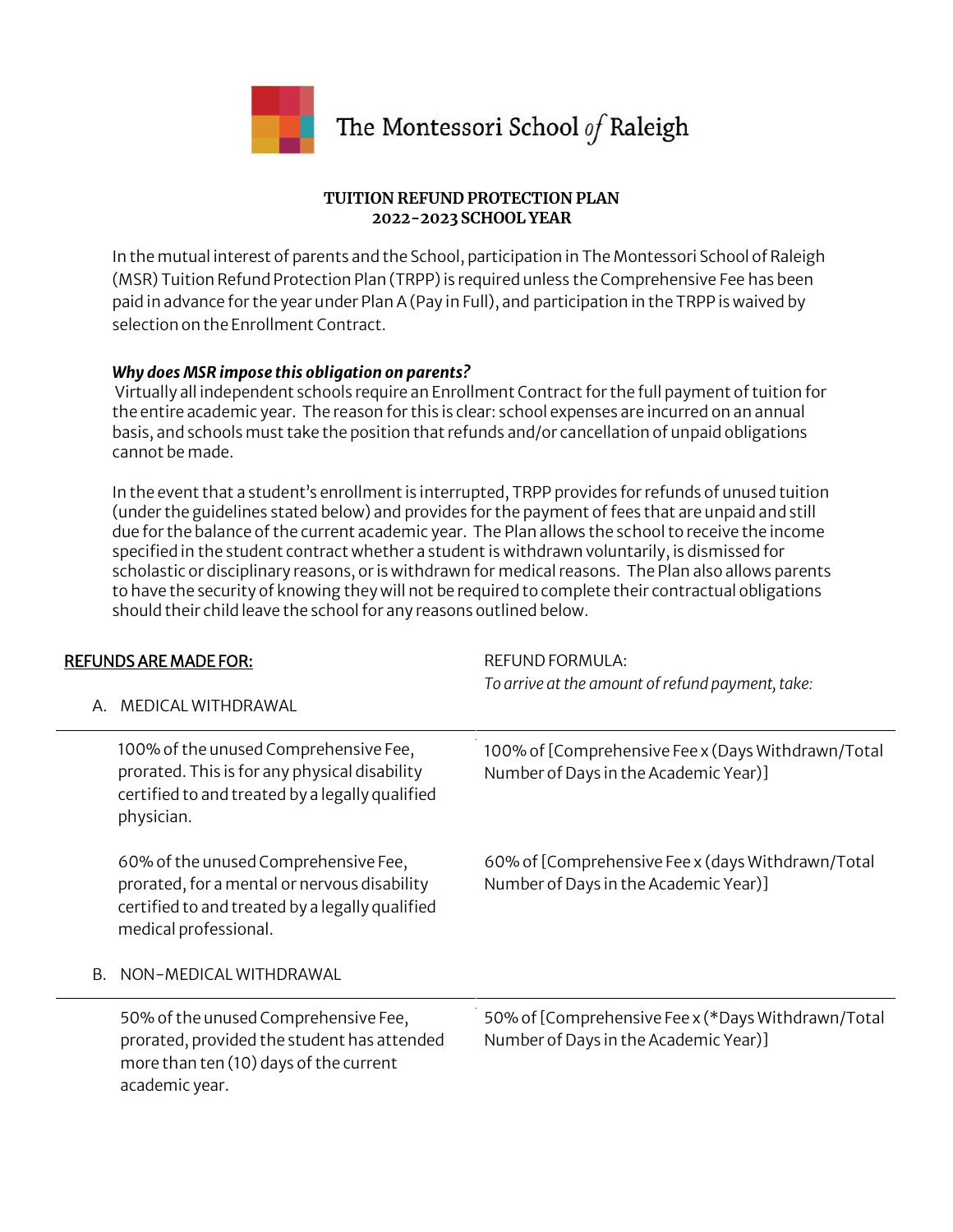The Montessori School *of* Raleigh

**TUITION REFUND PROTECTION PLAN**
**2022-2023 SCHOOL YEAR**

In the mutual interest of parents and the School, participation in The Montessori School of Raleigh (MSR) Tuition Refund Protection Plan (TRPP) is required unless the Comprehensive Fee has been paid in advance for the year under Plan A (Pay in Full), and participation in the TRPP is waived by selection on the Enrollment Contract.

***Why does MSR impose this obligation on parents?***
Virtually all independent schools require an Enrollment Contract for the full payment of tuition for the entire academic year. The reason for this is clear: school expenses are incurred on an annual basis, and schools must take the position that refunds and/or cancellation of unpaid obligations cannot be made.

In the event that a student's enrollment is interrupted, TRPP provides for refunds of unused tuition (under the guidelines stated below) and provides for the payment of fees that are unpaid and still due for the balance of the current academic year. The Plan allows the school to receive the income specified in the student contract whether a student is withdrawn voluntarily, is dismissed for scholastic or disciplinary reasons, or is withdrawn for medical reasons. The Plan also allows parents to have the security of knowing they will not be required to complete their contractual obligations should their child leave the school for any reasons outlined below.

| REFUNDS ARE MADE FOR: | REFUND FORMULA: *To arrive at the amount of refund payment, take:* |
|---|---|
| **A. MEDICAL WITHDRAWAL** | |
| 100% of the unused Comprehensive Fee, prorated. This is for any physical disability certified to and treated by a legally qualified physician. | 100% of [Comprehensive Fee x (Days Withdrawn/Total Number of Days in the Academic Year)] |
| 60% of the unused Comprehensive Fee, prorated, for a mental or nervous disability certified to and treated by a legally qualified medical professional. | 60% of [Comprehensive Fee x (days Withdrawn/Total Number of Days in the Academic Year)] |
| **B. NON-MEDICAL WITHDRAWAL** | |
| 50% of the unused Comprehensive Fee, prorated, provided the student has attended more than ten (10) days of the current academic year. | 50% of [Comprehensive Fee x (*Days Withdrawn/Total Number of Days in the Academic Year)] |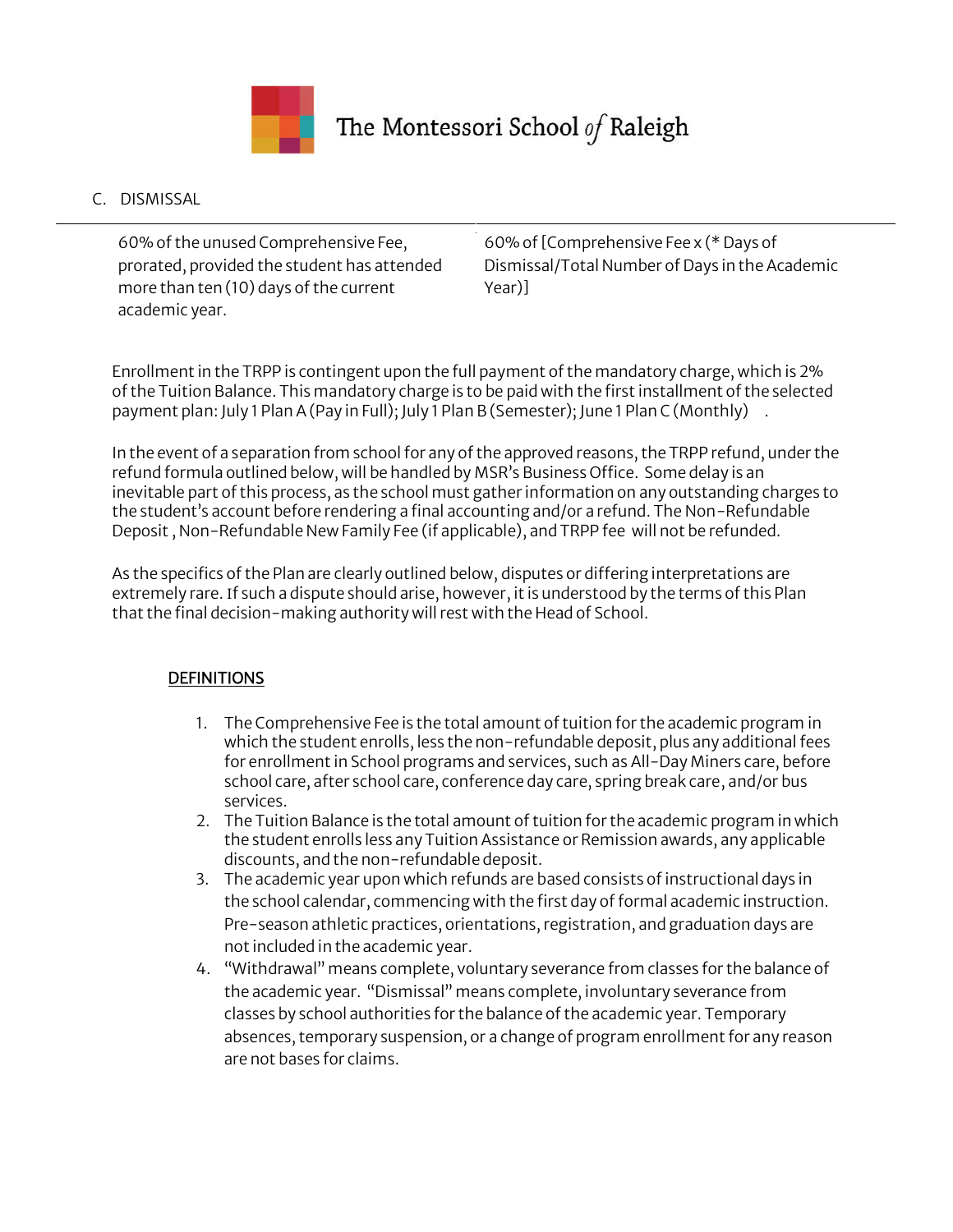C. DISMISSAL

| | |
|---|---|
| 60% of the unused Comprehensive Fee, prorated, provided the student has attended more than ten (10) days of the current academic year. | 60% of [Comprehensive Fee x (* Days of Dismissal/Total Number of Days in the Academic Year)] |

Enrollment in the TRPP is contingent upon the full payment of the mandatory charge, which is 2% of the Tuition Balance. This mandatory charge is to be paid with the first installment of the selected payment plan: July 1 Plan A (Pay in Full); July 1 Plan B (Semester); June 1 Plan C (Monthly) .

In the event of a separation from school for any of the approved reasons, the TRPP refund, under the refund formula outlined below, will be handled by MSR's Business Office. Some delay is an inevitable part of this process, as the school must gather information on any outstanding charges to the student's account before rendering a final accounting and/or a refund. The Non-Refundable Deposit , Non-Refundable New Family Fee (if applicable), and TRPP fee will not be refunded.

As the specifics of the Plan are clearly outlined below, disputes or differing interpretations are extremely rare. If such a dispute should arise, however, it is understood by the terms of this Plan that the final decision-making authority will rest with the Head of School.

DEFINITIONS

1. The Comprehensive Fee is the total amount of tuition for the academic program in which the student enrolls, less the non-refundable deposit, plus any additional fees for enrollment in School programs and services, such as All-Day Miners care, before school care, after school care, conference day care, spring break care, and/or bus services.
2. The Tuition Balance is the total amount of tuition for the academic program in which the student enrolls less any Tuition Assistance or Remission awards, any applicable discounts, and the non-refundable deposit.
3. The academic year upon which refunds are based consists of instructional days in the school calendar, commencing with the first day of formal academic instruction. Pre-season athletic practices, orientations, registration, and graduation days are not included in the academic year.
4. "Withdrawal" means complete, voluntary severance from classes for the balance of the academic year. "Dismissal" means complete, involuntary severance from classes by school authorities for the balance of the academic year. Temporary absences, temporary suspension, or a change of program enrollment for any reason are not bases for claims.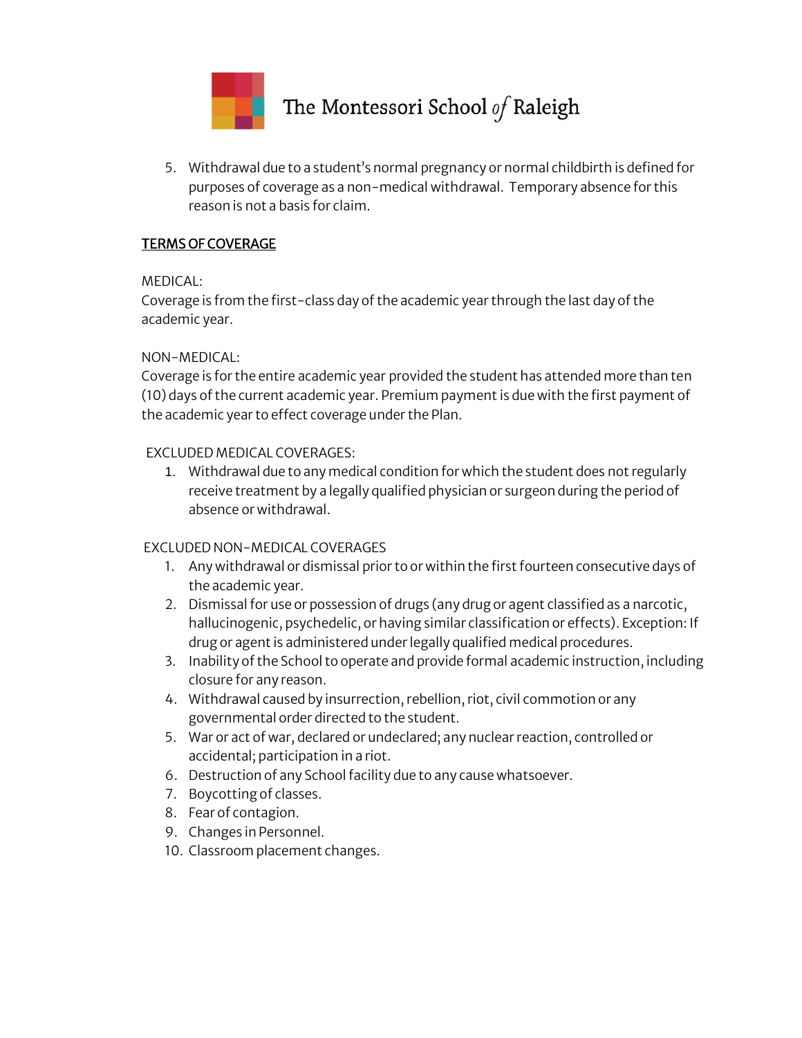5. Withdrawal due to a student's normal pregnancy or normal childbirth is defined for purposes of coverage as a non-medical withdrawal. Temporary absence for this reason is not a basis for claim.

**TERMS OF COVERAGE**

MEDICAL:
Coverage is from the first-class day of the academic year through the last day of the academic year.

NON-MEDICAL:
Coverage is for the entire academic year provided the student has attended more than ten (10) days of the current academic year. Premium payment is due with the first payment of the academic year to effect coverage under the Plan.

EXCLUDED MEDICAL COVERAGES:

1. Withdrawal due to any medical condition for which the student does not regularly receive treatment by a legally qualified physician or surgeon during the period of absence or withdrawal.

EXCLUDED NON-MEDICAL COVERAGES

1. Any withdrawal or dismissal prior to or within the first fourteen consecutive days of the academic year.
2. Dismissal for use or possession of drugs (any drug or agent classified as a narcotic, hallucinogenic, psychedelic, or having similar classification or effects). Exception: If drug or agent is administered under legally qualified medical procedures.
3. Inability of the School to operate and provide formal academic instruction, including closure for any reason.
4. Withdrawal caused by insurrection, rebellion, riot, civil commotion or any governmental order directed to the student.
5. War or act of war, declared or undeclared; any nuclear reaction, controlled or accidental; participation in a riot.
6. Destruction of any School facility due to any cause whatsoever.
7. Boycotting of classes.
8. Fear of contagion.
9. Changes in Personnel.
10. Classroom placement changes.